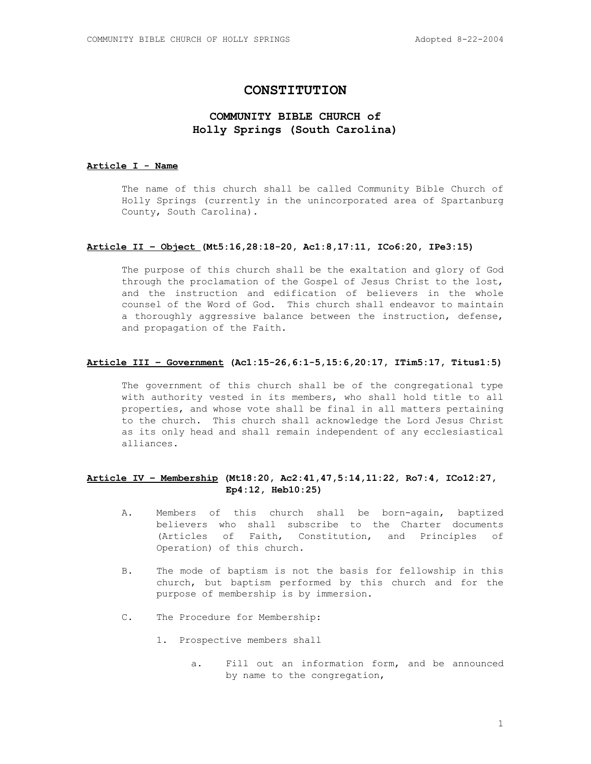# CONSTITUTION

## COMMUNITY BIBLE CHURCH of Holly Springs (South Carolina)

**Article I - Name**

The name of this church shall be called Community Bible Church of Holly Springs (currently in the unincorporated area of Spartanburg County, South Carolina).

**Article II – Object (Mt5:16,28:18-20, Ac1:8,17:11, ICo6:20, IPe3:15)**

The purpose of this church shall be the exaltation and glory of God through the proclamation of the Gospel of Jesus Christ to the lost, and the instruction and edification of believers in the whole counsel of the Word of God. This church shall endeavor to maintain a thoroughly aggressive balance between the instruction, defense, and propagation of the Faith.

**Article III – Government (Ac1:15-26,6:1-5,15:6,20:17, ITim5:17, Titus1:5)**

The government of this church shall be of the congregational type with authority vested in its members, who shall hold title to all properties, and whose vote shall be final in all matters pertaining to the church. This church shall acknowledge the Lord Jesus Christ as its only head and shall remain independent of any ecclesiastical alliances.

**Article IV – Membership (Mt18:20, Ac2:41,47,5:14,11:22, Ro7:4, ICo12:27, Ep4:12, Heb10:25)**

A. Members of this church shall be born-again, baptized believers who shall subscribe to the Charter documents (Articles of Faith, Constitution, and Principles of Operation) of this church.

B. The mode of baptism is not the basis for fellowship in this church, but baptism performed by this church and for the purpose of membership is by immersion.

C. The Procedure for Membership:

1. Prospective members shall

   a. Fill out an information form, and be announced by name to the congregation,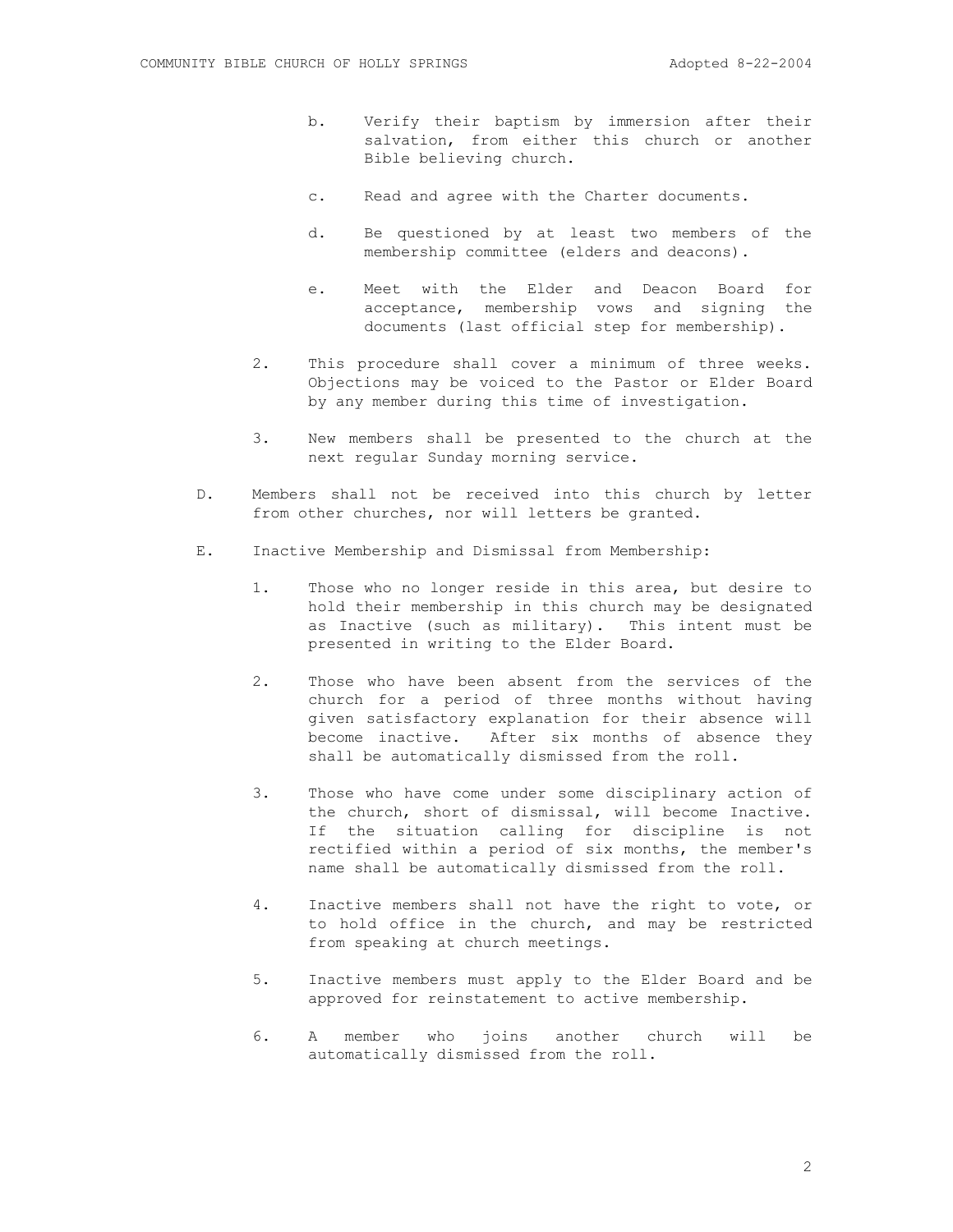b. Verify their baptism by immersion after their salvation, from either this church or another Bible believing church.

    c. Read and agree with the Charter documents.

    d. Be questioned by at least two members of the membership committee (elders and deacons).

    e. Meet with the Elder and Deacon Board for acceptance, membership vows and signing the documents (last official step for membership).

  2. This procedure shall cover a minimum of three weeks. Objections may be voiced to the Pastor or Elder Board by any member during this time of investigation.

  3. New members shall be presented to the church at the next regular Sunday morning service.

D. Members shall not be received into this church by letter from other churches, nor will letters be granted.

E. Inactive Membership and Dismissal from Membership:

  1. Those who no longer reside in this area, but desire to hold their membership in this church may be designated as Inactive (such as military). This intent must be presented in writing to the Elder Board.

  2. Those who have been absent from the services of the church for a period of three months without having given satisfactory explanation for their absence will become inactive. After six months of absence they shall be automatically dismissed from the roll.

  3. Those who have come under some disciplinary action of the church, short of dismissal, will become Inactive. If the situation calling for discipline is not rectified within a period of six months, the member's name shall be automatically dismissed from the roll.

  4. Inactive members shall not have the right to vote, or to hold office in the church, and may be restricted from speaking at church meetings.

  5. Inactive members must apply to the Elder Board and be approved for reinstatement to active membership.

  6. A member who joins another church will be automatically dismissed from the roll.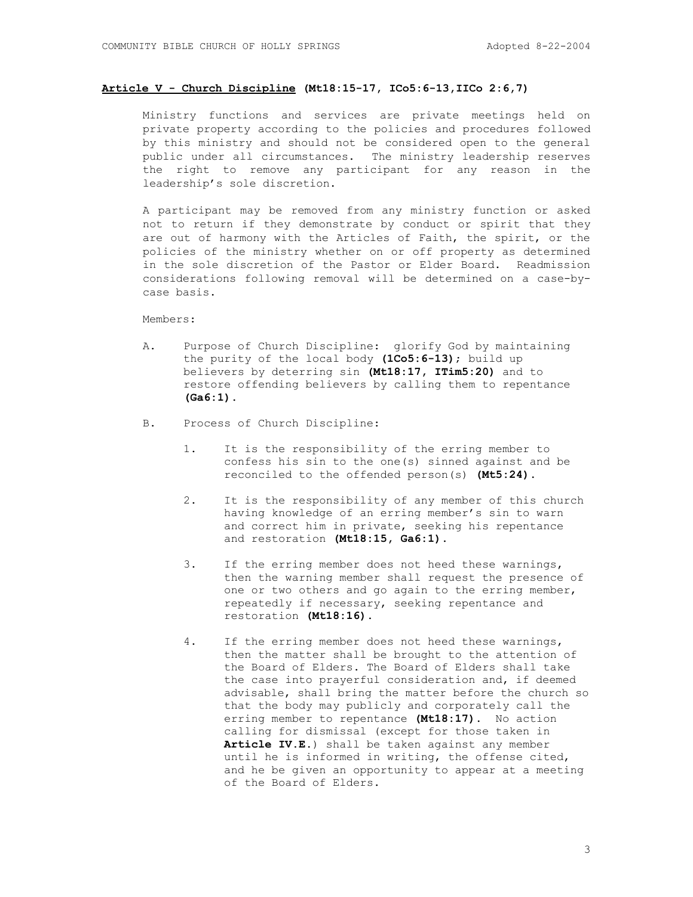## **Article V - Church Discipline** **(Mt18:15-17, ICo5:6-13,IICo 2:6,7)**

Ministry functions and services are private meetings held on private property according to the policies and procedures followed by this ministry and should not be considered open to the general public under all circumstances. The ministry leadership reserves the right to remove any participant for any reason in the leadership's sole discretion.

A participant may be removed from any ministry function or asked not to return if they demonstrate by conduct or spirit that they are out of harmony with the Articles of Faith, the spirit, or the policies of the ministry whether on or off property as determined in the sole discretion of the Pastor or Elder Board. Readmission considerations following removal will be determined on a case-by-case basis.

Members:

A. Purpose of Church Discipline: glorify God by maintaining the purity of the local body **(1Co5:6-13);** build up believers by deterring sin **(Mt18:17, ITim5:20)** and to restore offending believers by calling them to repentance **(Ga6:1).**

B. Process of Church Discipline:

   1. It is the responsibility of the erring member to confess his sin to the one(s) sinned against and be reconciled to the offended person(s) **(Mt5:24).**

   2. It is the responsibility of any member of this church having knowledge of an erring member's sin to warn and correct him in private, seeking his repentance and restoration **(Mt18:15, Ga6:1).**

   3. If the erring member does not heed these warnings, then the warning member shall request the presence of one or two others and go again to the erring member, repeatedly if necessary, seeking repentance and restoration **(Mt18:16).**

   4. If the erring member does not heed these warnings, then the matter shall be brought to the attention of the Board of Elders. The Board of Elders shall take the case into prayerful consideration and, if deemed advisable, shall bring the matter before the church so that the body may publicly and corporately call the erring member to repentance **(Mt18:17).** No action calling for dismissal (except for those taken in **Article IV.E.**) shall be taken against any member until he is informed in writing, the offense cited, and he be given an opportunity to appear at a meeting of the Board of Elders.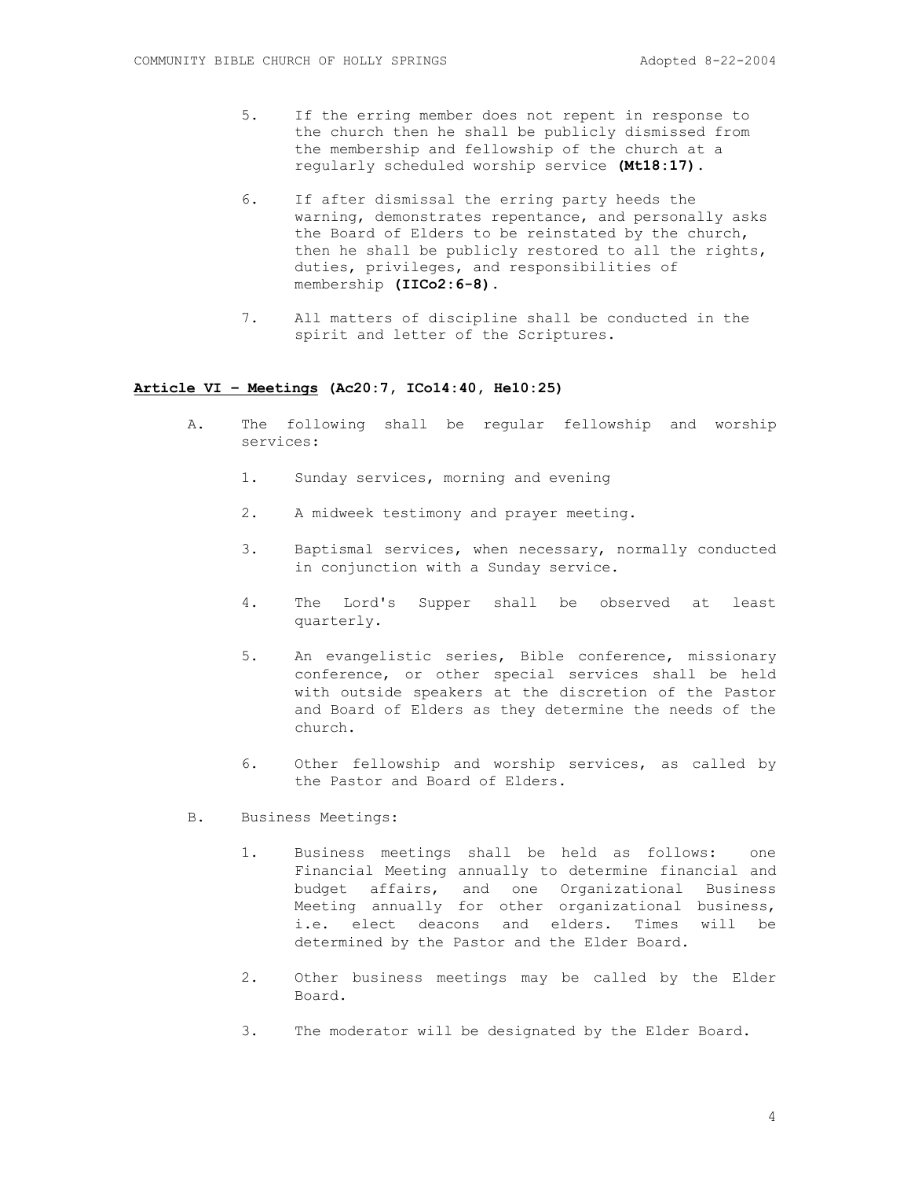5. If the erring member does not repent in response to the church then he shall be publicly dismissed from the membership and fellowship of the church at a regularly scheduled worship service **(Mt18:17).**

6. If after dismissal the erring party heeds the warning, demonstrates repentance, and personally asks the Board of Elders to be reinstated by the church, then he shall be publicly restored to all the rights, duties, privileges, and responsibilities of membership **(IICo2:6-8).**

7. All matters of discipline shall be conducted in the spirit and letter of the Scriptures.

## **Article VI – Meetings (Ac20:7, ICo14:40, He10:25)**

A. The following shall be regular fellowship and worship services:

   1. Sunday services, morning and evening

   2. A midweek testimony and prayer meeting.

   3. Baptismal services, when necessary, normally conducted in conjunction with a Sunday service.

   4. The Lord's Supper shall be observed at least quarterly.

   5. An evangelistic series, Bible conference, missionary conference, or other special services shall be held with outside speakers at the discretion of the Pastor and Board of Elders as they determine the needs of the church.

   6. Other fellowship and worship services, as called by the Pastor and Board of Elders.

B. Business Meetings:

   1. Business meetings shall be held as follows: one Financial Meeting annually to determine financial and budget affairs, and one Organizational Business Meeting annually for other organizational business, i.e. elect deacons and elders. Times will be determined by the Pastor and the Elder Board.

   2. Other business meetings may be called by the Elder Board.

   3. The moderator will be designated by the Elder Board.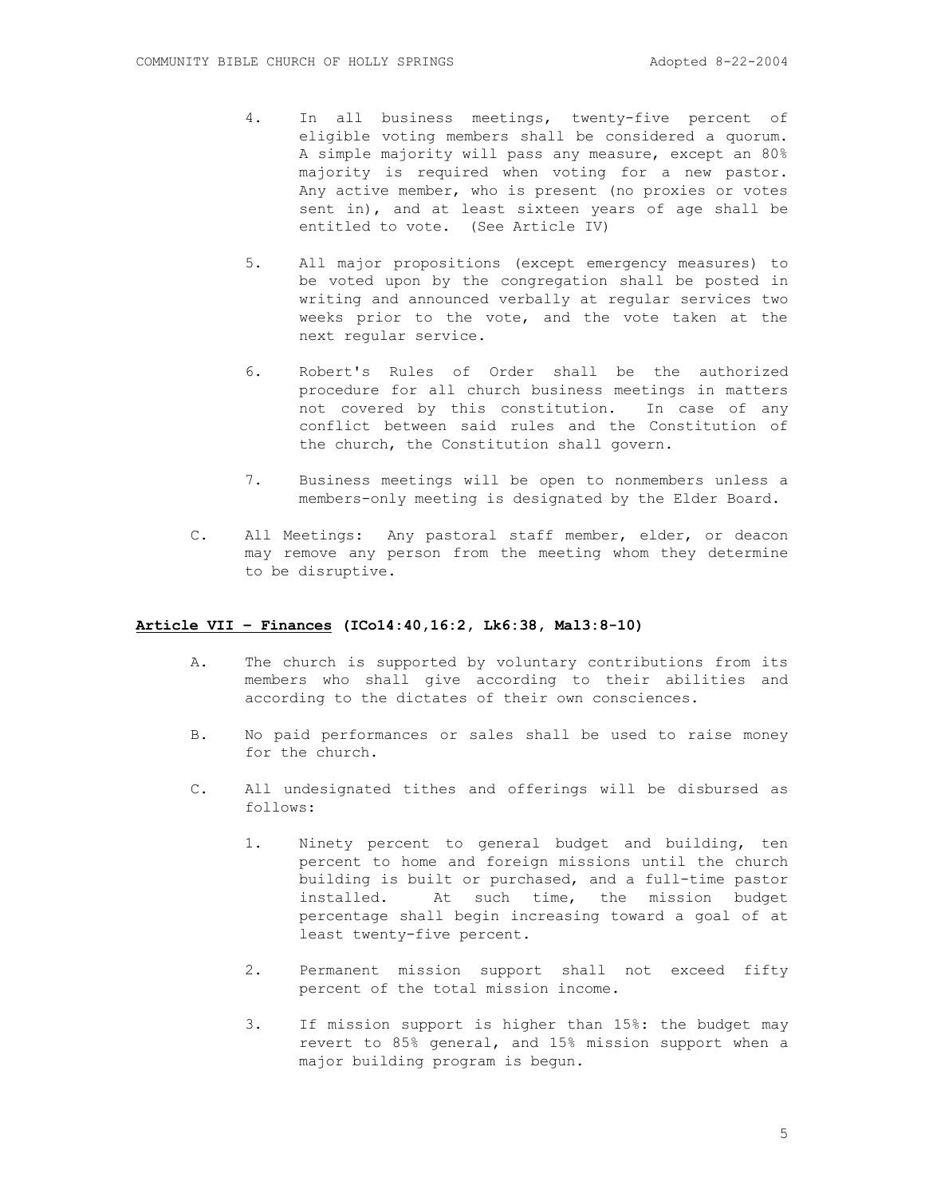4. In all business meetings, twenty-five percent of eligible voting members shall be considered a quorum. A simple majority will pass any measure, except an 80% majority is required when voting for a new pastor. Any active member, who is present (no proxies or votes sent in), and at least sixteen years of age shall be entitled to vote. (See Article IV)

5. All major propositions (except emergency measures) to be voted upon by the congregation shall be posted in writing and announced verbally at regular services two weeks prior to the vote, and the vote taken at the next regular service.

6. Robert's Rules of Order shall be the authorized procedure for all church business meetings in matters not covered by this constitution. In case of any conflict between said rules and the Constitution of the church, the Constitution shall govern.

7. Business meetings will be open to nonmembers unless a members-only meeting is designated by the Elder Board.

C. All Meetings: Any pastoral staff member, elder, or deacon may remove any person from the meeting whom they determine to be disruptive.

## **<u>Article VII – Finances</u> (ICo14:40,16:2, Lk6:38, Mal3:8-10)**

A. The church is supported by voluntary contributions from its members who shall give according to their abilities and according to the dictates of their own consciences.

B. No paid performances or sales shall be used to raise money for the church.

C. All undesignated tithes and offerings will be disbursed as follows:

1. Ninety percent to general budget and building, ten percent to home and foreign missions until the church building is built or purchased, and a full-time pastor installed. At such time, the mission budget percentage shall begin increasing toward a goal of at least twenty-five percent.

2. Permanent mission support shall not exceed fifty percent of the total mission income.

3. If mission support is higher than 15%: the budget may revert to 85% general, and 15% mission support when a major building program is begun.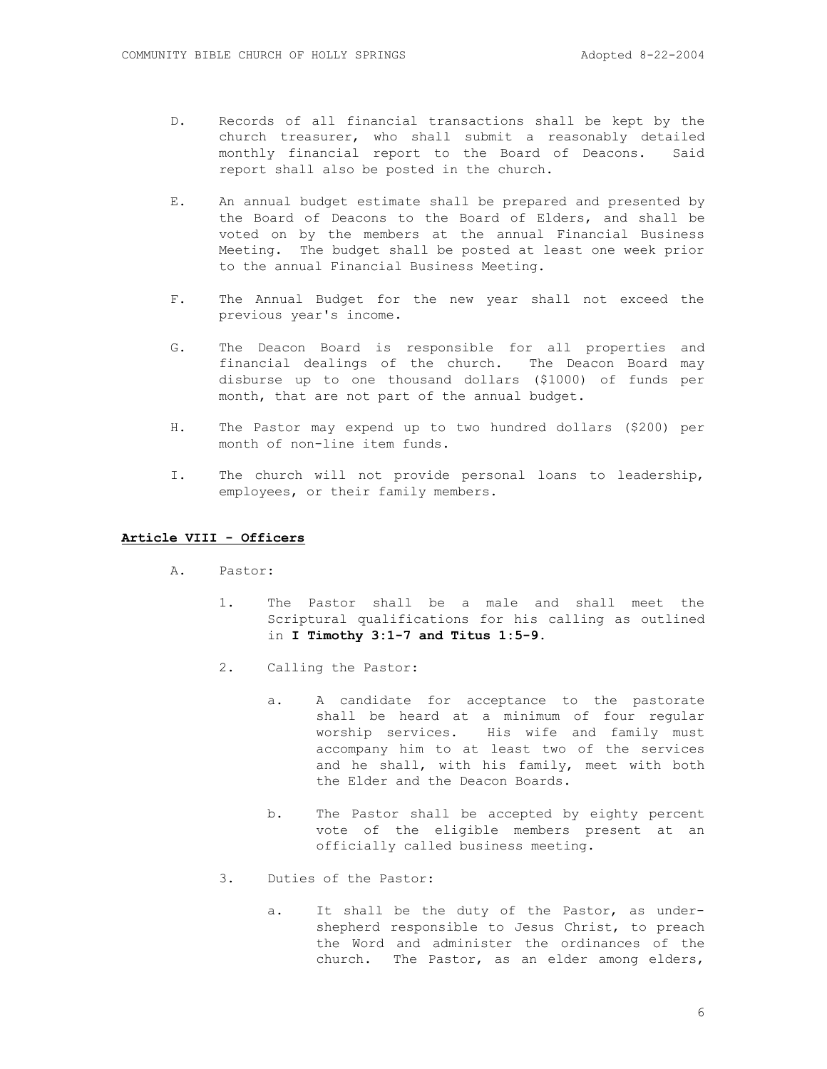D. Records of all financial transactions shall be kept by the church treasurer, who shall submit a reasonably detailed monthly financial report to the Board of Deacons. Said report shall also be posted in the church.

E. An annual budget estimate shall be prepared and presented by the Board of Deacons to the Board of Elders, and shall be voted on by the members at the annual Financial Business Meeting. The budget shall be posted at least one week prior to the annual Financial Business Meeting.

F. The Annual Budget for the new year shall not exceed the previous year's income.

G. The Deacon Board is responsible for all properties and financial dealings of the church. The Deacon Board may disburse up to one thousand dollars ($1000) of funds per month, that are not part of the annual budget.

H. The Pastor may expend up to two hundred dollars ($200) per month of non-line item funds.

I. The church will not provide personal loans to leadership, employees, or their family members.

## Article VIII - Officers

A. Pastor:

   1. The Pastor shall be a male and shall meet the Scriptural qualifications for his calling as outlined in **I Timothy 3:1-7 and Titus 1:5-9.**

   2. Calling the Pastor:

      a. A candidate for acceptance to the pastorate shall be heard at a minimum of four regular worship services. His wife and family must accompany him to at least two of the services and he shall, with his family, meet with both the Elder and the Deacon Boards.

      b. The Pastor shall be accepted by eighty percent vote of the eligible members present at an officially called business meeting.

   3. Duties of the Pastor:

      a. It shall be the duty of the Pastor, as under-shepherd responsible to Jesus Christ, to preach the Word and administer the ordinances of the church. The Pastor, as an elder among elders,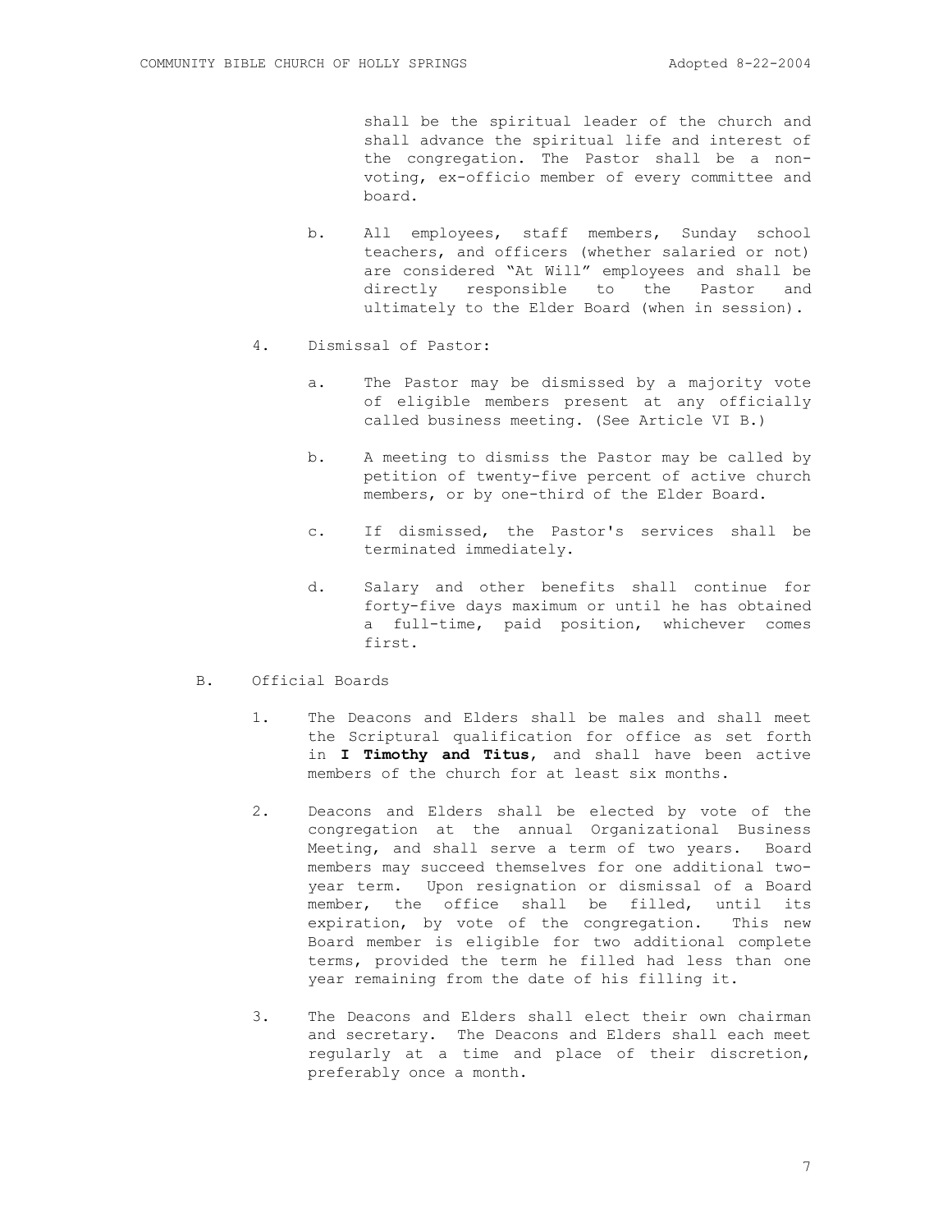shall be the spiritual leader of the church and shall advance the spiritual life and interest of the congregation. The Pastor shall be a non-voting, ex-officio member of every committee and board.

b. All employees, staff members, Sunday school teachers, and officers (whether salaried or not) are considered "At Will" employees and shall be directly responsible to the Pastor and ultimately to the Elder Board (when in session).

4. Dismissal of Pastor:

   a. The Pastor may be dismissed by a majority vote of eligible members present at any officially called business meeting. (See Article VI B.)

   b. A meeting to dismiss the Pastor may be called by petition of twenty-five percent of active church members, or by one-third of the Elder Board.

   c. If dismissed, the Pastor's services shall be terminated immediately.

   d. Salary and other benefits shall continue for forty-five days maximum or until he has obtained a full-time, paid position, whichever comes first.

B. Official Boards

   1. The Deacons and Elders shall be males and shall meet the Scriptural qualification for office as set forth in **I Timothy and Titus**, and shall have been active members of the church for at least six months.

   2. Deacons and Elders shall be elected by vote of the congregation at the annual Organizational Business Meeting, and shall serve a term of two years. Board members may succeed themselves for one additional two-year term. Upon resignation or dismissal of a Board member, the office shall be filled, until its expiration, by vote of the congregation. This new Board member is eligible for two additional complete terms, provided the term he filled had less than one year remaining from the date of his filling it.

   3. The Deacons and Elders shall elect their own chairman and secretary. The Deacons and Elders shall each meet regularly at a time and place of their discretion, preferably once a month.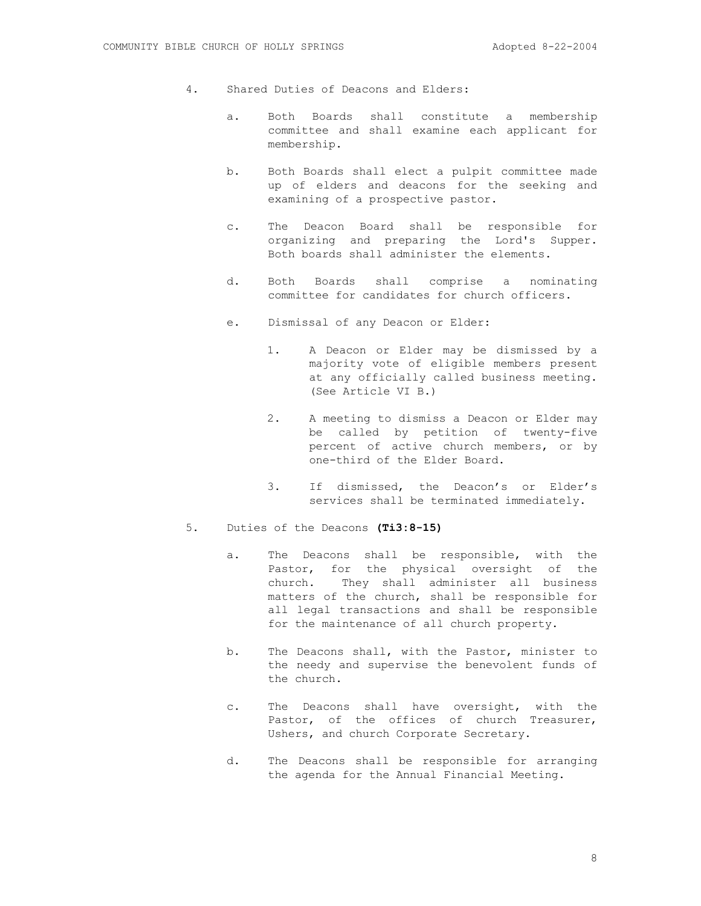4. Shared Duties of Deacons and Elders:

   a. Both Boards shall constitute a membership committee and shall examine each applicant for membership.

   b. Both Boards shall elect a pulpit committee made up of elders and deacons for the seeking and examining of a prospective pastor.

   c. The Deacon Board shall be responsible for organizing and preparing the Lord's Supper. Both boards shall administer the elements.

   d. Both Boards shall comprise a nominating committee for candidates for church officers.

   e. Dismissal of any Deacon or Elder:

      1. A Deacon or Elder may be dismissed by a majority vote of eligible members present at any officially called business meeting. (See Article VI B.)

      2. A meeting to dismiss a Deacon or Elder may be called by petition of twenty-five percent of active church members, or by one-third of the Elder Board.

      3. If dismissed, the Deacon's or Elder's services shall be terminated immediately.

5. Duties of the Deacons **(Ti3:8-15)**

   a. The Deacons shall be responsible, with the Pastor, for the physical oversight of the church. They shall administer all business matters of the church, shall be responsible for all legal transactions and shall be responsible for the maintenance of all church property.

   b. The Deacons shall, with the Pastor, minister to the needy and supervise the benevolent funds of the church.

   c. The Deacons shall have oversight, with the Pastor, of the offices of church Treasurer, Ushers, and church Corporate Secretary.

   d. The Deacons shall be responsible for arranging the agenda for the Annual Financial Meeting.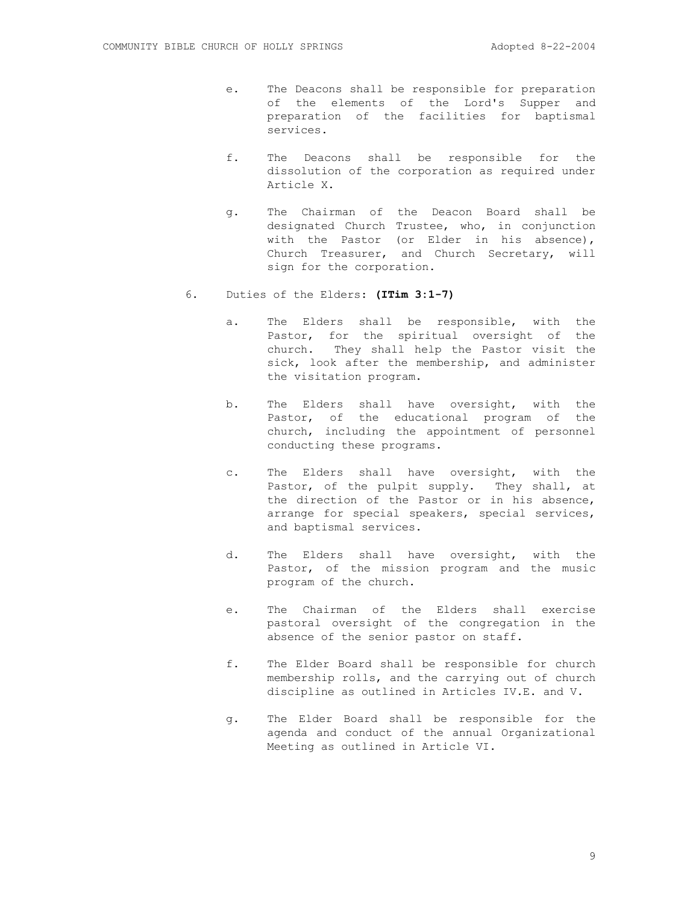e. The Deacons shall be responsible for preparation of the elements of the Lord's Supper and preparation of the facilities for baptismal services.

f. The Deacons shall be responsible for the dissolution of the corporation as required under Article X.

g. The Chairman of the Deacon Board shall be designated Church Trustee, who, in conjunction with the Pastor (or Elder in his absence), Church Treasurer, and Church Secretary, will sign for the corporation.

6. Duties of the Elders: **(ITim 3:1-7)**

   a. The Elders shall be responsible, with the Pastor, for the spiritual oversight of the church. They shall help the Pastor visit the sick, look after the membership, and administer the visitation program.

   b. The Elders shall have oversight, with the Pastor, of the educational program of the church, including the appointment of personnel conducting these programs.

   c. The Elders shall have oversight, with the Pastor, of the pulpit supply. They shall, at the direction of the Pastor or in his absence, arrange for special speakers, special services, and baptismal services.

   d. The Elders shall have oversight, with the Pastor, of the mission program and the music program of the church.

   e. The Chairman of the Elders shall exercise pastoral oversight of the congregation in the absence of the senior pastor on staff.

   f. The Elder Board shall be responsible for church membership rolls, and the carrying out of church discipline as outlined in Articles IV.E. and V.

   g. The Elder Board shall be responsible for the agenda and conduct of the annual Organizational Meeting as outlined in Article VI.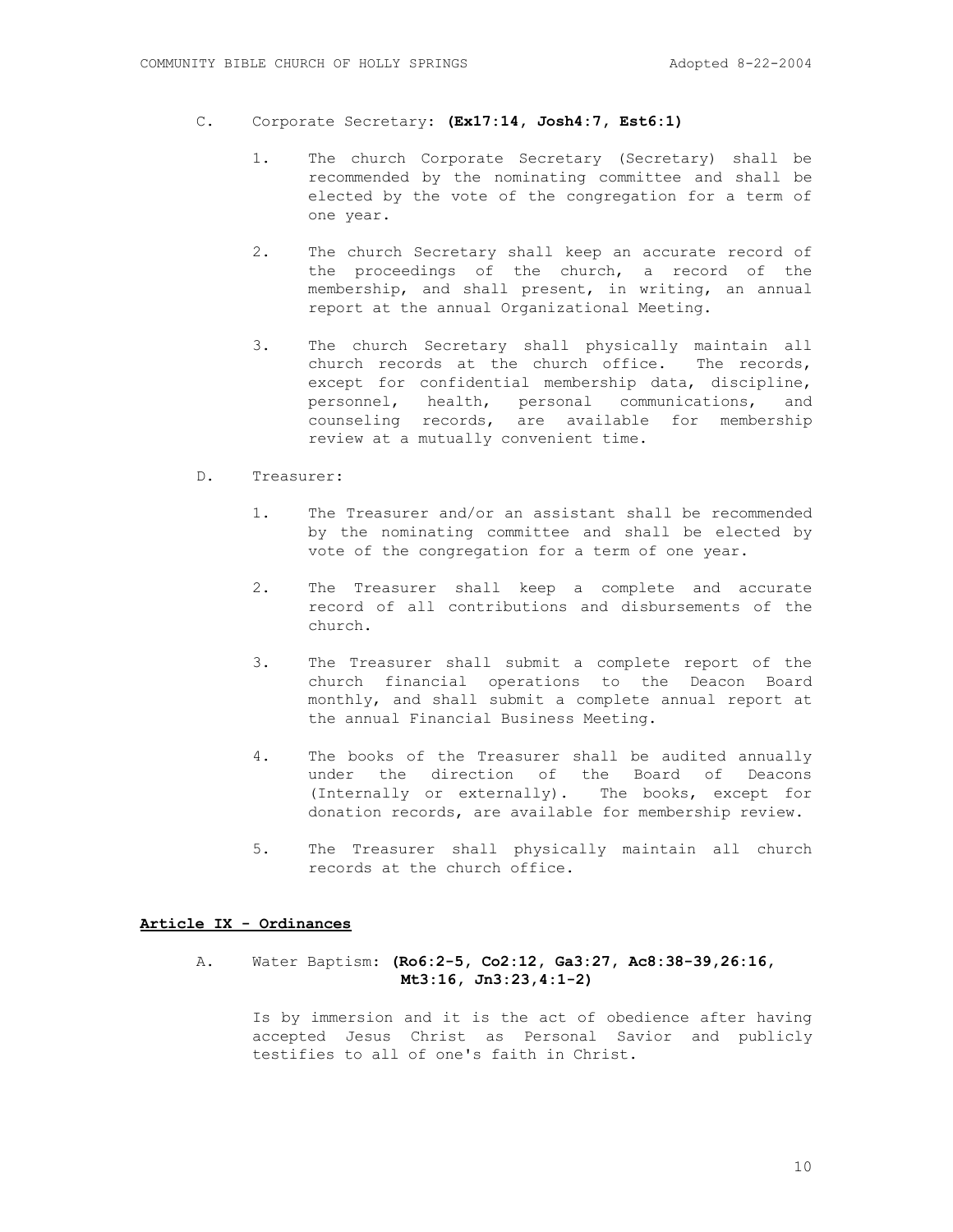C. Corporate Secretary: **(Ex17:14, Josh4:7, Est6:1)**

1. The church Corporate Secretary (Secretary) shall be recommended by the nominating committee and shall be elected by the vote of the congregation for a term of one year.

2. The church Secretary shall keep an accurate record of the proceedings of the church, a record of the membership, and shall present, in writing, an annual report at the annual Organizational Meeting.

3. The church Secretary shall physically maintain all church records at the church office. The records, except for confidential membership data, discipline, personnel, health, personal communications, and counseling records, are available for membership review at a mutually convenient time.

D. Treasurer:

1. The Treasurer and/or an assistant shall be recommended by the nominating committee and shall be elected by vote of the congregation for a term of one year.

2. The Treasurer shall keep a complete and accurate record of all contributions and disbursements of the church.

3. The Treasurer shall submit a complete report of the church financial operations to the Deacon Board monthly, and shall submit a complete annual report at the annual Financial Business Meeting.

4. The books of the Treasurer shall be audited annually under the direction of the Board of Deacons (Internally or externally). The books, except for donation records, are available for membership review.

5. The Treasurer shall physically maintain all church records at the church office.

## **Article IX - Ordinances**

A. Water Baptism: **(Ro6:2-5, Co2:12, Ga3:27, Ac8:38-39,26:16, Mt3:16, Jn3:23,4:1-2)**

Is by immersion and it is the act of obedience after having accepted Jesus Christ as Personal Savior and publicly testifies to all of one's faith in Christ.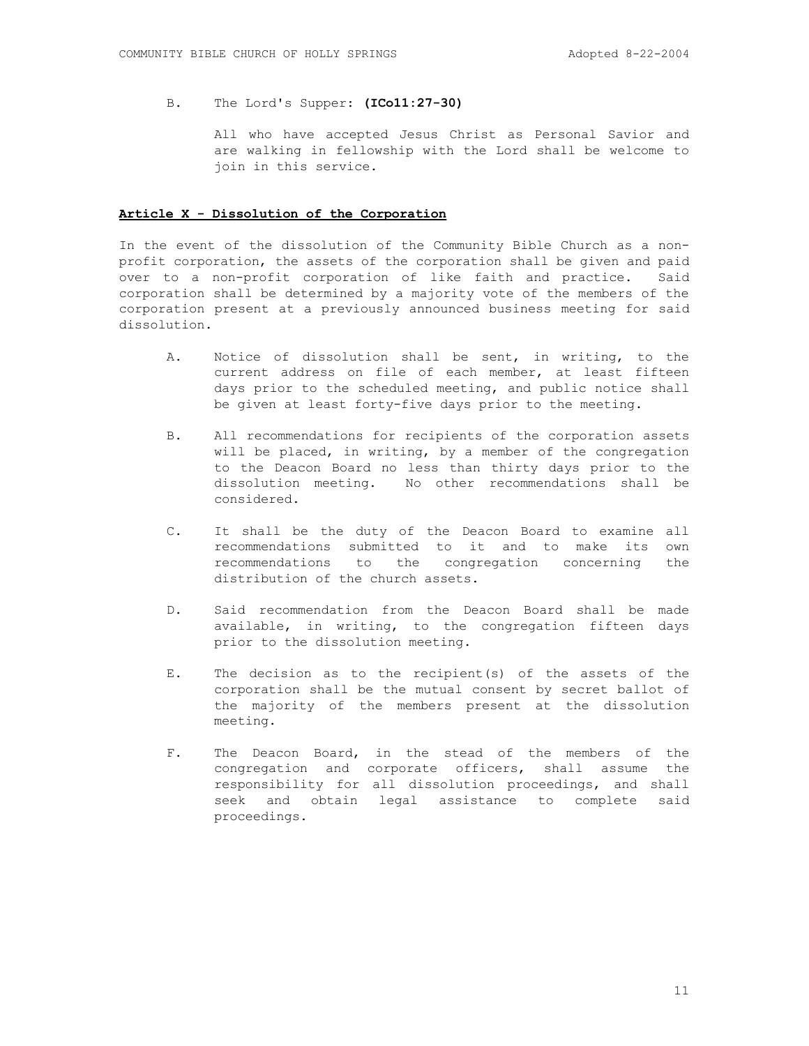B. The Lord's Supper: **(ICo11:27-30)**

All who have accepted Jesus Christ as Personal Savior and are walking in fellowship with the Lord shall be welcome to join in this service.

## **<u>Article X - Dissolution of the Corporation</u>**

In the event of the dissolution of the Community Bible Church as a non-profit corporation, the assets of the corporation shall be given and paid over to a non-profit corporation of like faith and practice. Said corporation shall be determined by a majority vote of the members of the corporation present at a previously announced business meeting for said dissolution.

A. Notice of dissolution shall be sent, in writing, to the current address on file of each member, at least fifteen days prior to the scheduled meeting, and public notice shall be given at least forty-five days prior to the meeting.

B. All recommendations for recipients of the corporation assets will be placed, in writing, by a member of the congregation to the Deacon Board no less than thirty days prior to the dissolution meeting. No other recommendations shall be considered.

C. It shall be the duty of the Deacon Board to examine all recommendations submitted to it and to make its own recommendations to the congregation concerning the distribution of the church assets.

D. Said recommendation from the Deacon Board shall be made available, in writing, to the congregation fifteen days prior to the dissolution meeting.

E. The decision as to the recipient(s) of the assets of the corporation shall be the mutual consent by secret ballot of the majority of the members present at the dissolution meeting.

F. The Deacon Board, in the stead of the members of the congregation and corporate officers, shall assume the responsibility for all dissolution proceedings, and shall seek and obtain legal assistance to complete said proceedings.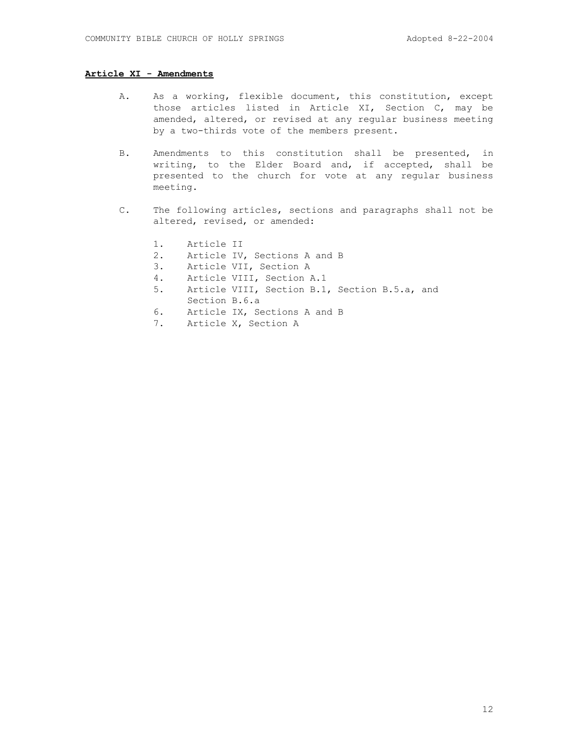## Article XI - Amendments

A. As a working, flexible document, this constitution, except those articles listed in Article XI, Section C, may be amended, altered, or revised at any regular business meeting by a two-thirds vote of the members present.

B. Amendments to this constitution shall be presented, in writing, to the Elder Board and, if accepted, shall be presented to the church for vote at any regular business meeting.

C. The following articles, sections and paragraphs shall not be altered, revised, or amended:

1. Article II
2. Article IV, Sections A and B
3. Article VII, Section A
4. Article VIII, Section A.1
5. Article VIII, Section B.1, Section B.5.a, and Section B.6.a
6. Article IX, Sections A and B
7. Article X, Section A